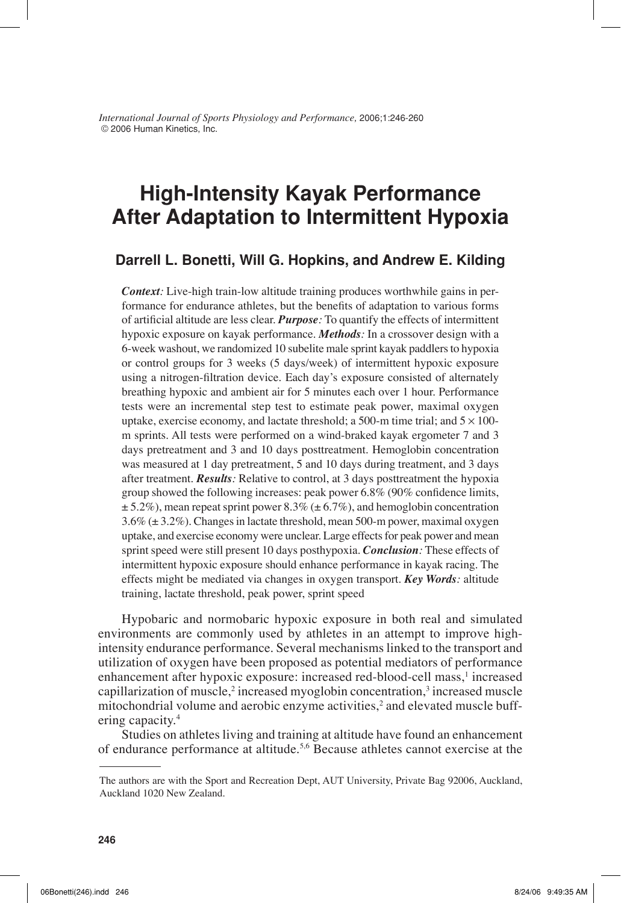*International Journal of Sports Physiology and Performance,* 2006;1:246-260
© 2006 Human Kinetics, Inc.

# High-Intensity Kayak Performance After Adaptation to Intermittent Hypoxia

## Darrell L. Bonetti, Will G. Hopkins, and Andrew E. Kilding

***Context:*** Live-high train-low altitude training produces worthwhile gains in performance for endurance athletes, but the benefits of adaptation to various forms of artificial altitude are less clear. ***Purpose:*** To quantify the effects of intermittent hypoxic exposure on kayak performance. ***Methods:*** In a crossover design with a 6-week washout, we randomized 10 subelite male sprint kayak paddlers to hypoxia or control groups for 3 weeks (5 days/week) of intermittent hypoxic exposure using a nitrogen-filtration device. Each day's exposure consisted of alternately breathing hypoxic and ambient air for 5 minutes each over 1 hour. Performance tests were an incremental step test to estimate peak power, maximal oxygen uptake, exercise economy, and lactate threshold; a 500-m time trial; and 5 × 100-m sprints. All tests were performed on a wind-braked kayak ergometer 7 and 3 days pretreatment and 3 and 10 days posttreatment. Hemoglobin concentration was measured at 1 day pretreatment, 5 and 10 days during treatment, and 3 days after treatment. ***Results:*** Relative to control, at 3 days posttreatment the hypoxia group showed the following increases: peak power 6.8% (90% confidence limits, ± 5.2%), mean repeat sprint power 8.3% (± 6.7%), and hemoglobin concentration 3.6% (± 3.2%). Changes in lactate threshold, mean 500-m power, maximal oxygen uptake, and exercise economy were unclear. Large effects for peak power and mean sprint speed were still present 10 days posthypoxia. ***Conclusion:*** These effects of intermittent hypoxic exposure should enhance performance in kayak racing. The effects might be mediated via changes in oxygen transport. ***Key Words:*** altitude training, lactate threshold, peak power, sprint speed

Hypobaric and normobaric hypoxic exposure in both real and simulated environments are commonly used by athletes in an attempt to improve high-intensity endurance performance. Several mechanisms linked to the transport and utilization of oxygen have been proposed as potential mediators of performance enhancement after hypoxic exposure: increased red-blood-cell mass,[1] increased capillarization of muscle,[2] increased myoglobin concentration,[3] increased muscle mitochondrial volume and aerobic enzyme activities,[2] and elevated muscle buffering capacity.[4]

Studies on athletes living and training at altitude have found an enhancement of endurance performance at altitude.[5,6] Because athletes cannot exercise at the

---

The authors are with the Sport and Recreation Dept, AUT University, Private Bag 92006, Auckland, Auckland 1020 New Zealand.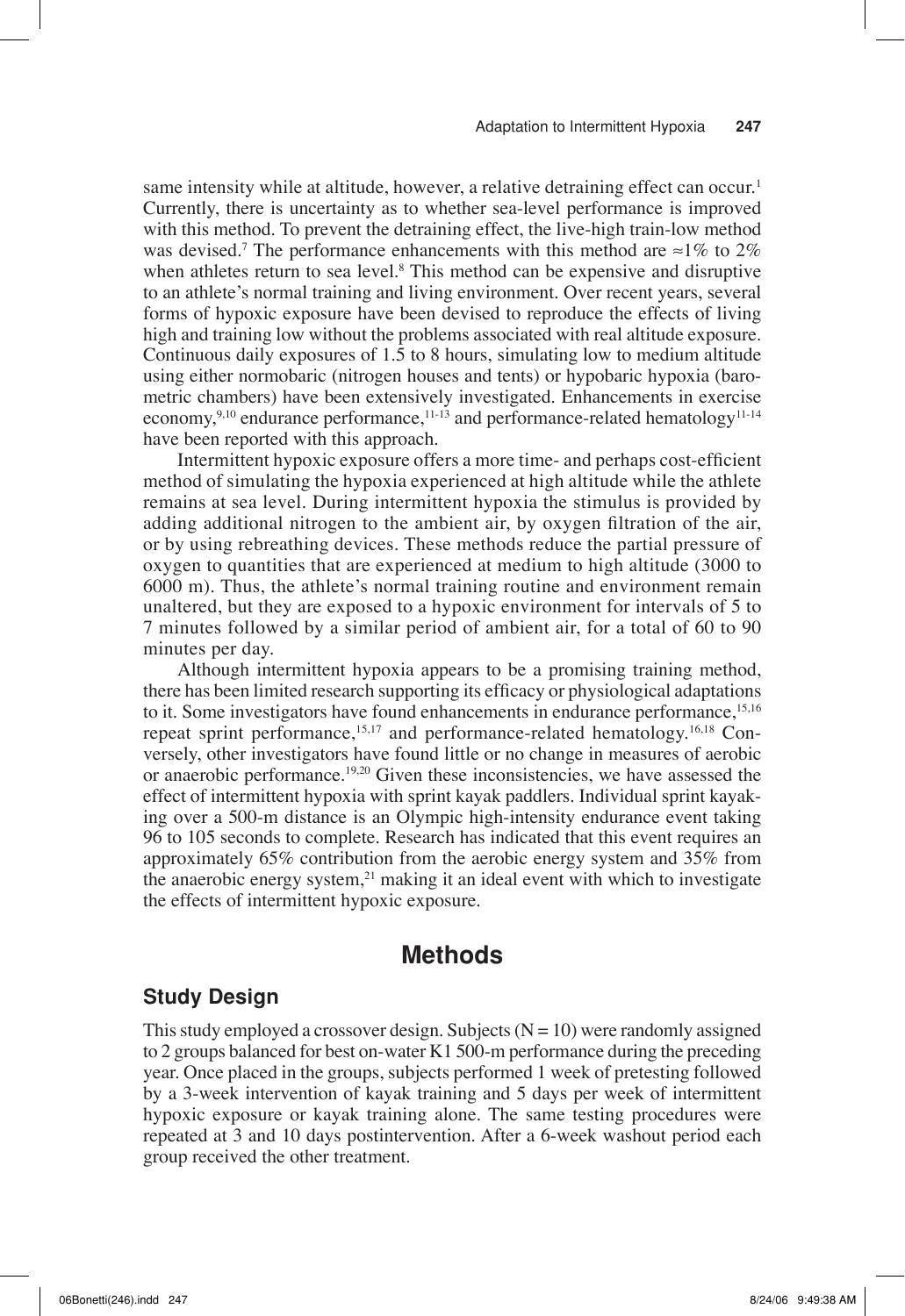same intensity while at altitude, however, a relative detraining effect can occur.[1] Currently, there is uncertainty as to whether sea-level performance is improved with this method. To prevent the detraining effect, the live-high train-low method was devised.[7] The performance enhancements with this method are ≈1% to 2% when athletes return to sea level.[8] This method can be expensive and disruptive to an athlete's normal training and living environment. Over recent years, several forms of hypoxic exposure have been devised to reproduce the effects of living high and training low without the problems associated with real altitude exposure. Continuous daily exposures of 1.5 to 8 hours, simulating low to medium altitude using either normobaric (nitrogen houses and tents) or hypobaric hypoxia (barometric chambers) have been extensively investigated. Enhancements in exercise economy,[9,10] endurance performance,[11-13] and performance-related hematology[11-14] have been reported with this approach.

Intermittent hypoxic exposure offers a more time- and perhaps cost-efficient method of simulating the hypoxia experienced at high altitude while the athlete remains at sea level. During intermittent hypoxia the stimulus is provided by adding additional nitrogen to the ambient air, by oxygen filtration of the air, or by using rebreathing devices. These methods reduce the partial pressure of oxygen to quantities that are experienced at medium to high altitude (3000 to 6000 m). Thus, the athlete's normal training routine and environment remain unaltered, but they are exposed to a hypoxic environment for intervals of 5 to 7 minutes followed by a similar period of ambient air, for a total of 60 to 90 minutes per day.

Although intermittent hypoxia appears to be a promising training method, there has been limited research supporting its efficacy or physiological adaptations to it. Some investigators have found enhancements in endurance performance,[15,16] repeat sprint performance,[15,17] and performance-related hematology.[16,18] Conversely, other investigators have found little or no change in measures of aerobic or anaerobic performance.[19,20] Given these inconsistencies, we have assessed the effect of intermittent hypoxia with sprint kayak paddlers. Individual sprint kayaking over a 500-m distance is an Olympic high-intensity endurance event taking 96 to 105 seconds to complete. Research has indicated that this event requires an approximately 65% contribution from the aerobic energy system and 35% from the anaerobic energy system,[21] making it an ideal event with which to investigate the effects of intermittent hypoxic exposure.

# Methods

## Study Design

This study employed a crossover design. Subjects (N = 10) were randomly assigned to 2 groups balanced for best on-water K1 500-m performance during the preceding year. Once placed in the groups, subjects performed 1 week of pretesting followed by a 3-week intervention of kayak training and 5 days per week of intermittent hypoxic exposure or kayak training alone. The same testing procedures were repeated at 3 and 10 days postintervention. After a 6-week washout period each group received the other treatment.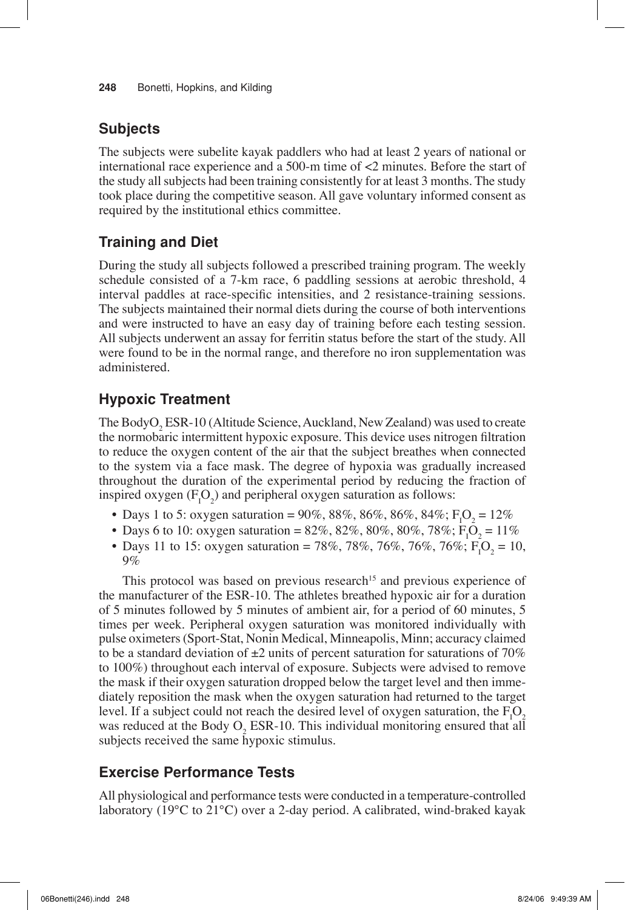## Subjects

The subjects were subelite kayak paddlers who had at least 2 years of national or international race experience and a 500-m time of <2 minutes. Before the start of the study all subjects had been training consistently for at least 3 months. The study took place during the competitive season. All gave voluntary informed consent as required by the institutional ethics committee.

## Training and Diet

During the study all subjects followed a prescribed training program. The weekly schedule consisted of a 7-km race, 6 paddling sessions at aerobic threshold, 4 interval paddles at race-specific intensities, and 2 resistance-training sessions. The subjects maintained their normal diets during the course of both interventions and were instructed to have an easy day of training before each testing session. All subjects underwent an assay for ferritin status before the start of the study. All were found to be in the normal range, and therefore no iron supplementation was administered.

## Hypoxic Treatment

The Body$O_2$ ESR-10 (Altitude Science, Auckland, New Zealand) was used to create the normobaric intermittent hypoxic exposure. This device uses nitrogen filtration to reduce the oxygen content of the air that the subject breathes when connected to the system via a face mask. The degree of hypoxia was gradually increased throughout the duration of the experimental period by reducing the fraction of inspired oxygen ($F_IO_2$) and peripheral oxygen saturation as follows:

- Days 1 to 5: oxygen saturation = 90%, 88%, 86%, 86%, 84%; $F_IO_2$ = 12%
- Days 6 to 10: oxygen saturation = 82%, 82%, 80%, 80%, 78%; $F_IO_2$ = 11%
- Days 11 to 15: oxygen saturation = 78%, 78%, 76%, 76%, 76%; $F_IO_2$ = 10, 9%

This protocol was based on previous research[15] and previous experience of the manufacturer of the ESR-10. The athletes breathed hypoxic air for a duration of 5 minutes followed by 5 minutes of ambient air, for a period of 60 minutes, 5 times per week. Peripheral oxygen saturation was monitored individually with pulse oximeters (Sport-Stat, Nonin Medical, Minneapolis, Minn; accuracy claimed to be a standard deviation of ±2 units of percent saturation for saturations of 70% to 100%) throughout each interval of exposure. Subjects were advised to remove the mask if their oxygen saturation dropped below the target level and then immediately reposition the mask when the oxygen saturation had returned to the target level. If a subject could not reach the desired level of oxygen saturation, the $F_IO_2$ was reduced at the Body $O_2$ ESR-10. This individual monitoring ensured that all subjects received the same hypoxic stimulus.

## Exercise Performance Tests

All physiological and performance tests were conducted in a temperature-controlled laboratory (19°C to 21°C) over a 2-day period. A calibrated, wind-braked kayak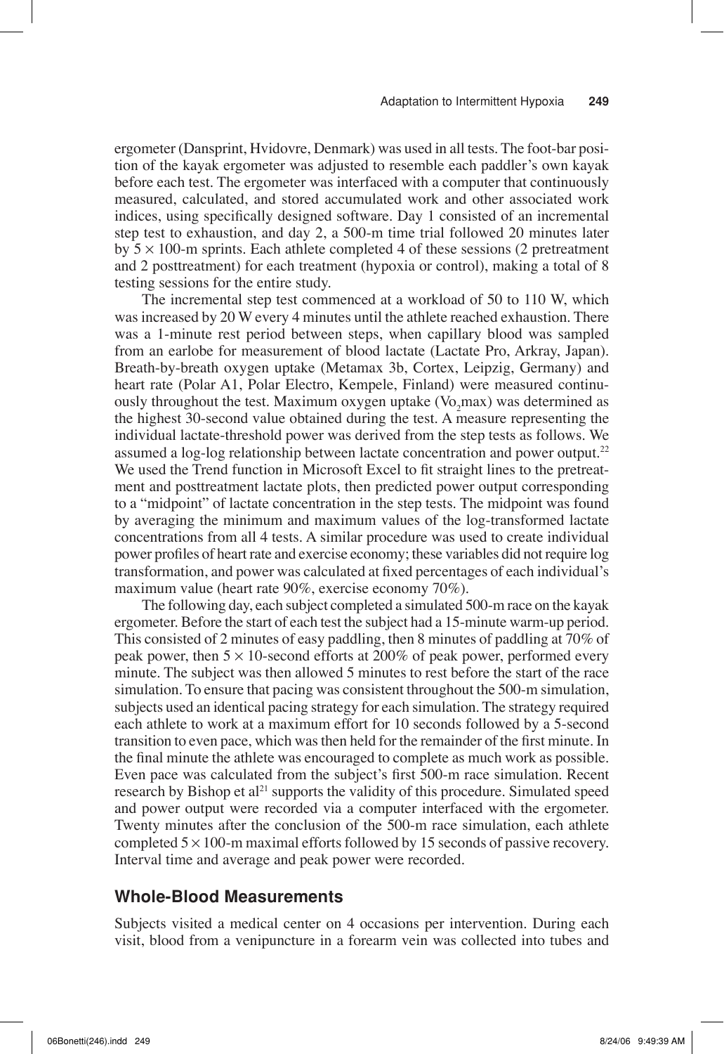ergometer (Dansprint, Hvidovre, Denmark) was used in all tests. The foot-bar position of the kayak ergometer was adjusted to resemble each paddler's own kayak before each test. The ergometer was interfaced with a computer that continuously measured, calculated, and stored accumulated work and other associated work indices, using specifically designed software. Day 1 consisted of an incremental step test to exhaustion, and day 2, a 500-m time trial followed 20 minutes later by $5 \times 100$-m sprints. Each athlete completed 4 of these sessions (2 pretreatment and 2 posttreatment) for each treatment (hypoxia or control), making a total of 8 testing sessions for the entire study.

The incremental step test commenced at a workload of 50 to 110 W, which was increased by 20 W every 4 minutes until the athlete reached exhaustion. There was a 1-minute rest period between steps, when capillary blood was sampled from an earlobe for measurement of blood lactate (Lactate Pro, Arkray, Japan). Breath-by-breath oxygen uptake (Metamax 3b, Cortex, Leipzig, Germany) and heart rate (Polar A1, Polar Electro, Kempele, Finland) were measured continuously throughout the test. Maximum oxygen uptake ($\dot{V}O_2max$) was determined as the highest 30-second value obtained during the test. A measure representing the individual lactate-threshold power was derived from the step tests as follows. We assumed a log-log relationship between lactate concentration and power output.[22] We used the Trend function in Microsoft Excel to fit straight lines to the pretreatment and posttreatment lactate plots, then predicted power output corresponding to a "midpoint" of lactate concentration in the step tests. The midpoint was found by averaging the minimum and maximum values of the log-transformed lactate concentrations from all 4 tests. A similar procedure was used to create individual power profiles of heart rate and exercise economy; these variables did not require log transformation, and power was calculated at fixed percentages of each individual's maximum value (heart rate 90%, exercise economy 70%).

The following day, each subject completed a simulated 500-m race on the kayak ergometer. Before the start of each test the subject had a 15-minute warm-up period. This consisted of 2 minutes of easy paddling, then 8 minutes of paddling at 70% of peak power, then $5 \times 10$-second efforts at 200% of peak power, performed every minute. The subject was then allowed 5 minutes to rest before the start of the race simulation. To ensure that pacing was consistent throughout the 500-m simulation, subjects used an identical pacing strategy for each simulation. The strategy required each athlete to work at a maximum effort for 10 seconds followed by a 5-second transition to even pace, which was then held for the remainder of the first minute. In the final minute the athlete was encouraged to complete as much work as possible. Even pace was calculated from the subject's first 500-m race simulation. Recent research by Bishop et al[21] supports the validity of this procedure. Simulated speed and power output were recorded via a computer interfaced with the ergometer. Twenty minutes after the conclusion of the 500-m race simulation, each athlete completed $5 \times 100$-m maximal efforts followed by 15 seconds of passive recovery. Interval time and average and peak power were recorded.

## Whole-Blood Measurements

Subjects visited a medical center on 4 occasions per intervention. During each visit, blood from a venipuncture in a forearm vein was collected into tubes and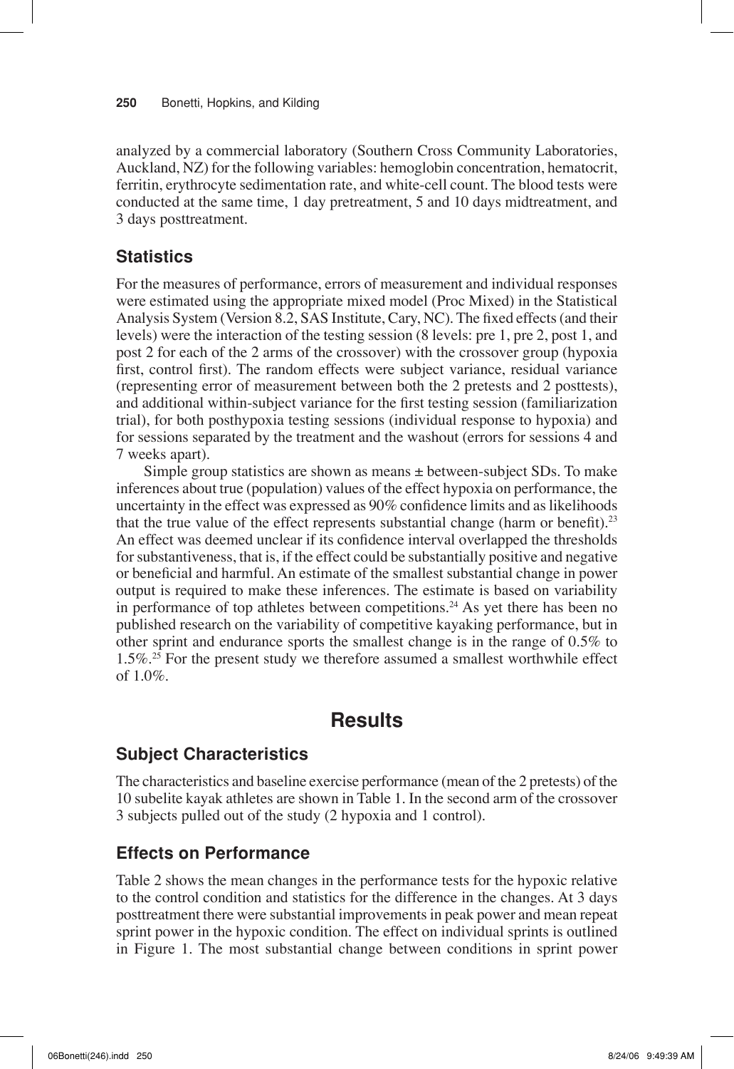analyzed by a commercial laboratory (Southern Cross Community Laboratories, Auckland, NZ) for the following variables: hemoglobin concentration, hematocrit, ferritin, erythrocyte sedimentation rate, and white-cell count. The blood tests were conducted at the same time, 1 day pretreatment, 5 and 10 days midtreatment, and 3 days posttreatment.

## Statistics

For the measures of performance, errors of measurement and individual responses were estimated using the appropriate mixed model (Proc Mixed) in the Statistical Analysis System (Version 8.2, SAS Institute, Cary, NC). The fixed effects (and their levels) were the interaction of the testing session (8 levels: pre 1, pre 2, post 1, and post 2 for each of the 2 arms of the crossover) with the crossover group (hypoxia first, control first). The random effects were subject variance, residual variance (representing error of measurement between both the 2 pretests and 2 posttests), and additional within-subject variance for the first testing session (familiarization trial), for both posthypoxia testing sessions (individual response to hypoxia) and for sessions separated by the treatment and the washout (errors for sessions 4 and 7 weeks apart).

Simple group statistics are shown as means ± between-subject SDs. To make inferences about true (population) values of the effect hypoxia on performance, the uncertainty in the effect was expressed as 90% confidence limits and as likelihoods that the true value of the effect represents substantial change (harm or benefit).[23] An effect was deemed unclear if its confidence interval overlapped the thresholds for substantiveness, that is, if the effect could be substantially positive and negative or beneficial and harmful. An estimate of the smallest substantial change in power output is required to make these inferences. The estimate is based on variability in performance of top athletes between competitions.[24] As yet there has been no published research on the variability of competitive kayaking performance, but in other sprint and endurance sports the smallest change is in the range of 0.5% to 1.5%.[25] For the present study we therefore assumed a smallest worthwhile effect of 1.0%.

# Results

## Subject Characteristics

The characteristics and baseline exercise performance (mean of the 2 pretests) of the 10 subelite kayak athletes are shown in Table 1. In the second arm of the crossover 3 subjects pulled out of the study (2 hypoxia and 1 control).

## Effects on Performance

Table 2 shows the mean changes in the performance tests for the hypoxic relative to the control condition and statistics for the difference in the changes. At 3 days posttreatment there were substantial improvements in peak power and mean repeat sprint power in the hypoxic condition. The effect on individual sprints is outlined in Figure 1. The most substantial change between conditions in sprint power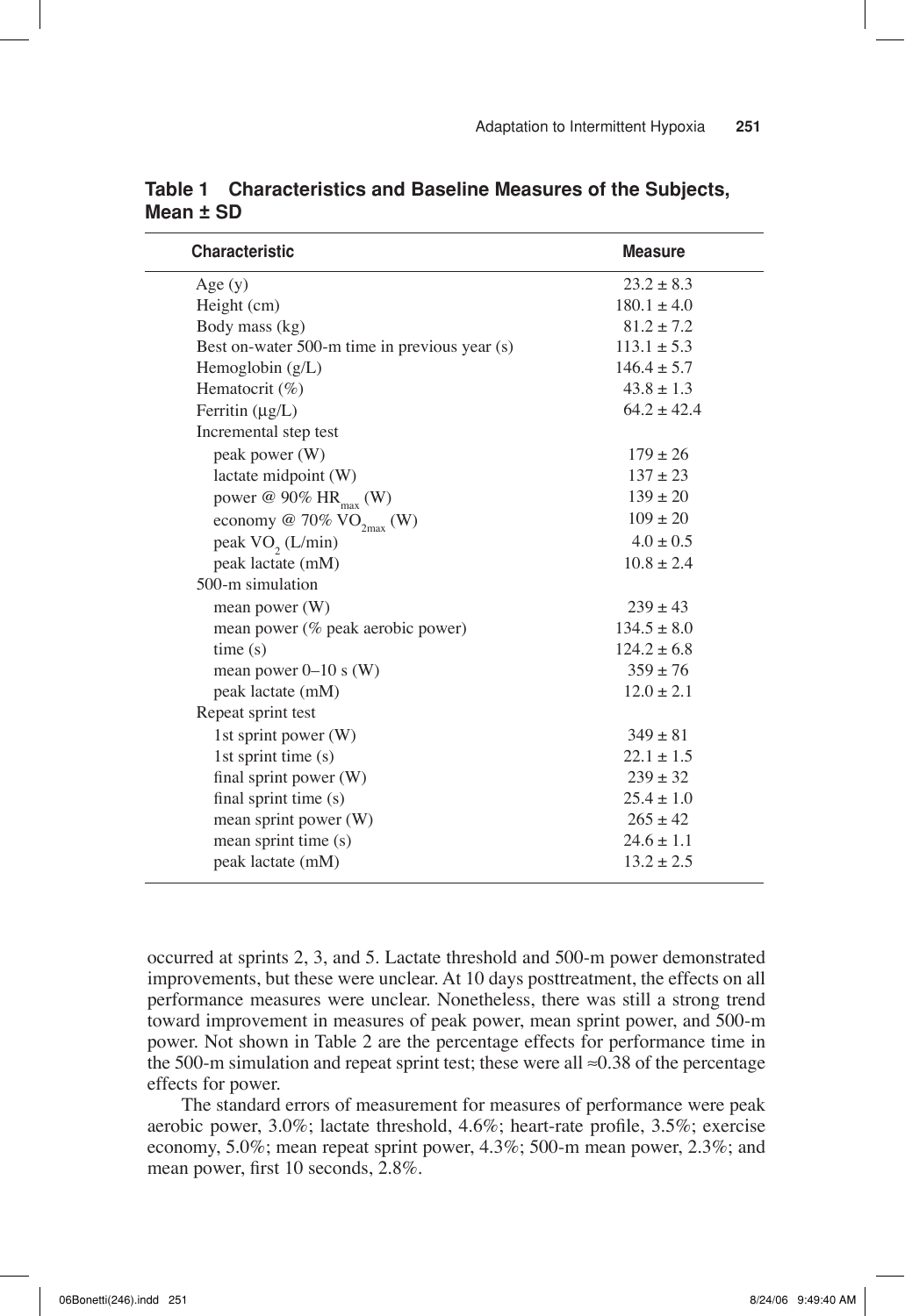**Table 1 Characteristics and Baseline Measures of the Subjects, Mean ± SD**

| Characteristic | Measure |
|---|---|
| Age (y) | 23.2 ± 8.3 |
| Height (cm) | 180.1 ± 4.0 |
| Body mass (kg) | 81.2 ± 7.2 |
| Best on-water 500-m time in previous year (s) | 113.1 ± 5.3 |
| Hemoglobin (g/L) | 146.4 ± 5.7 |
| Hematocrit (%) | 43.8 ± 1.3 |
| Ferritin (μg/L) | 64.2 ± 42.4 |
| Incremental step test | |
| peak power (W) | 179 ± 26 |
| lactate midpoint (W) | 137 ± 23 |
| power @ 90% $HR_{max}$ (W) | 139 ± 20 |
| economy @ 70% $VO_{2max}$ (W) | 109 ± 20 |
| peak $VO_2$ (L/min) | 4.0 ± 0.5 |
| peak lactate (mM) | 10.8 ± 2.4 |
| 500-m simulation | |
| mean power (W) | 239 ± 43 |
| mean power (% peak aerobic power) | 134.5 ± 8.0 |
| time (s) | 124.2 ± 6.8 |
| mean power 0–10 s (W) | 359 ± 76 |
| peak lactate (mM) | 12.0 ± 2.1 |
| Repeat sprint test | |
| 1st sprint power (W) | 349 ± 81 |
| 1st sprint time (s) | 22.1 ± 1.5 |
| final sprint power (W) | 239 ± 32 |
| final sprint time (s) | 25.4 ± 1.0 |
| mean sprint power (W) | 265 ± 42 |
| mean sprint time (s) | 24.6 ± 1.1 |
| peak lactate (mM) | 13.2 ± 2.5 |

occurred at sprints 2, 3, and 5. Lactate threshold and 500-m power demonstrated improvements, but these were unclear. At 10 days posttreatment, the effects on all performance measures were unclear. Nonetheless, there was still a strong trend toward improvement in measures of peak power, mean sprint power, and 500-m power. Not shown in Table 2 are the percentage effects for performance time in the 500-m simulation and repeat sprint test; these were all ≈0.38 of the percentage effects for power.

The standard errors of measurement for measures of performance were peak aerobic power, 3.0%; lactate threshold, 4.6%; heart-rate profile, 3.5%; exercise economy, 5.0%; mean repeat sprint power, 4.3%; 500-m mean power, 2.3%; and mean power, first 10 seconds, 2.8%.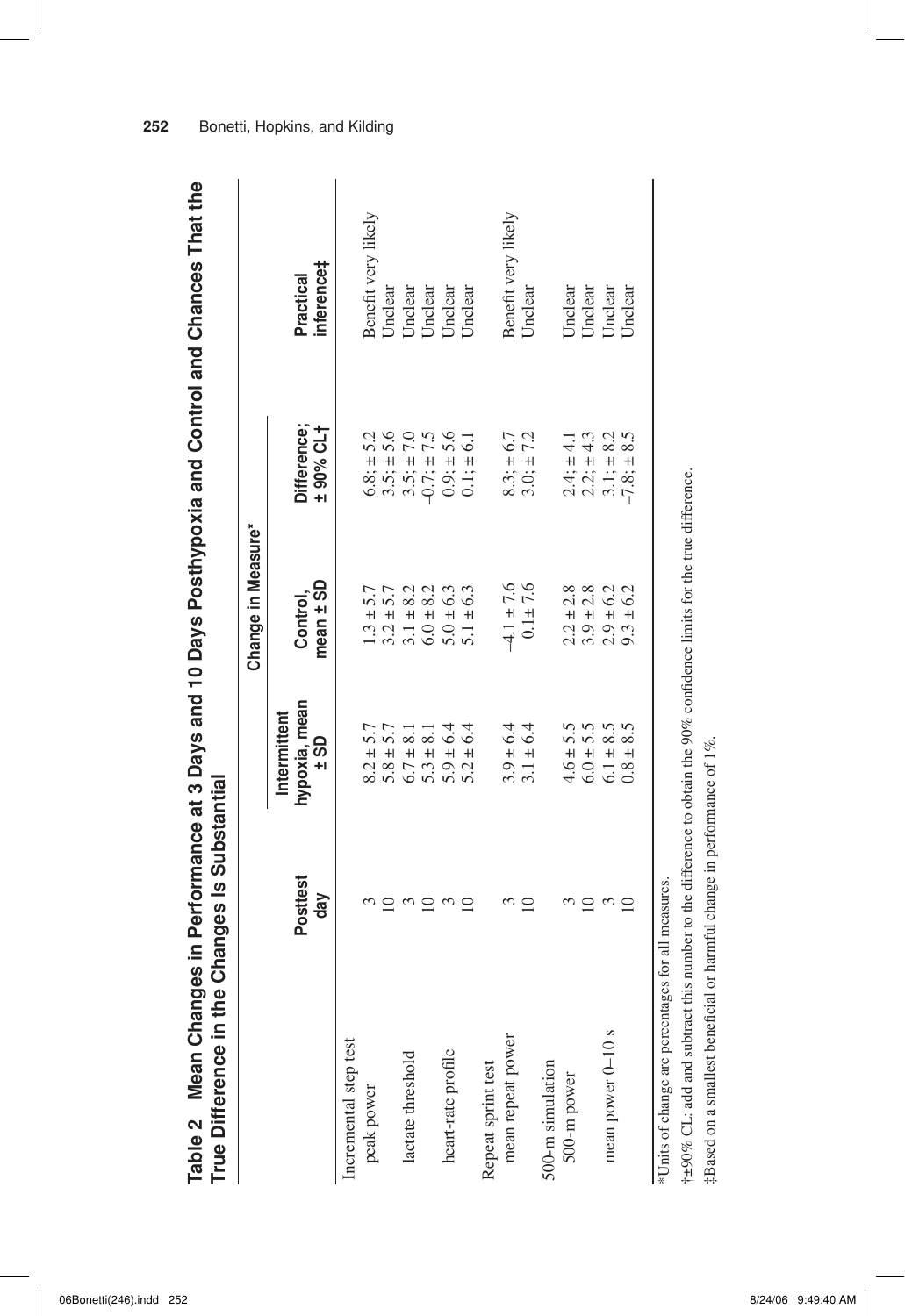**Table 2 Mean Changes in Performance at 3 Days and 10 Days Posthypoxia and Control and Chances That the True Difference in the Changes Is Substantial**

| | Posttest day | Change in Measure* | | | Practical inference‡ |
|---|---|---|---|---|---|
| | | Intermittent hypoxia, mean ± SD | Control, mean ± SD | Difference; ± 90% CL† | |
| Incremental step test | | | | | |
| peak power | 3 | 8.2 ± 5.7 | 1.3 ± 5.7 | 6.8; ± 5.2 | Benefit very likely |
| | 10 | 5.8 ± 5.7 | 3.2 ± 5.7 | 3.5; ± 5.6 | Unclear |
| lactate threshold | 3 | 6.7 ± 8.1 | 3.1 ± 8.2 | 3.5; ± 7.0 | Unclear |
| | 10 | 5.3 ± 8.1 | 6.0 ± 8.2 | –0.7; ± 7.5 | Unclear |
| heart-rate profile | 3 | 5.9 ± 6.4 | 5.0 ± 6.3 | 0.9; ± 5.6 | Unclear |
| | 10 | 5.2 ± 6.4 | 5.1 ± 6.3 | 0.1; ± 6.1 | Unclear |
| Repeat sprint test | | | | | |
| mean repeat power | 3 | 3.9 ± 6.4 | –4.1 ± 7.6 | 8.3; ± 6.7 | Benefit very likely |
| | 10 | 3.1 ± 6.4 | 0.1 ± 7.6 | 3.0; ± 7.2 | Unclear |
| 500-m simulation | | | | | |
| 500-m power | 3 | 4.6 ± 5.5 | 2.2 ± 2.8 | 2.4; ± 4.1 | Unclear |
| | 10 | 6.0 ± 5.5 | 3.9 ± 2.8 | 2.2; ± 4.3 | Unclear |
| mean power 0–10 s | 3 | 6.1 ± 8.5 | 2.9 ± 6.2 | 3.1; ± 8.2 | Unclear |
| | 10 | 0.8 ± 8.5 | 9.3 ± 6.2 | –7.8; ± 8.5 | Unclear |

*Units of change are percentages for all measures.

†±90% CL: add and subtract this number to the difference to obtain the 90% confidence limits for the true difference.

‡Based on a smallest beneficial or harmful change in performance of 1%.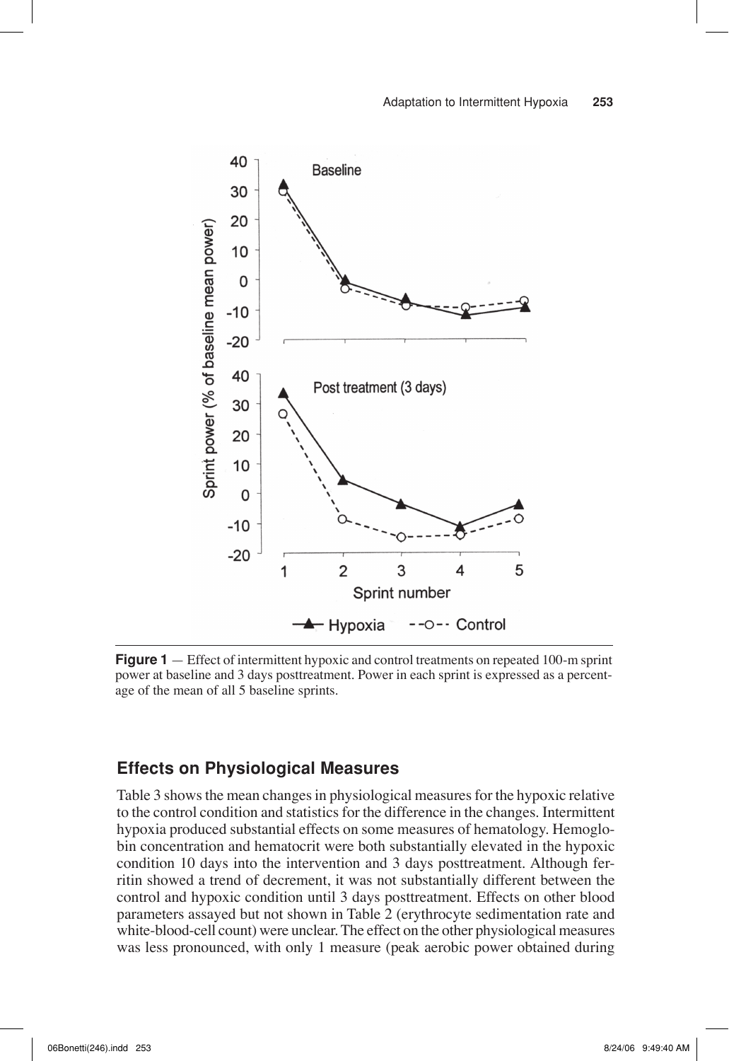**Figure 1** — Effect of intermittent hypoxic and control treatments on repeated 100-m sprint power at baseline and 3 days posttreatment. Power in each sprint is expressed as a percentage of the mean of all 5 baseline sprints.

## Effects on Physiological Measures

Table 3 shows the mean changes in physiological measures for the hypoxic relative to the control condition and statistics for the difference in the changes. Intermittent hypoxia produced substantial effects on some measures of hematology. Hemoglobin concentration and hematocrit were both substantially elevated in the hypoxic condition 10 days into the intervention and 3 days posttreatment. Although ferritin showed a trend of decrement, it was not substantially different between the control and hypoxic condition until 3 days posttreatment. Effects on other blood parameters assayed but not shown in Table 2 (erythrocyte sedimentation rate and white-blood-cell count) were unclear. The effect on the other physiological measures was less pronounced, with only 1 measure (peak aerobic power obtained during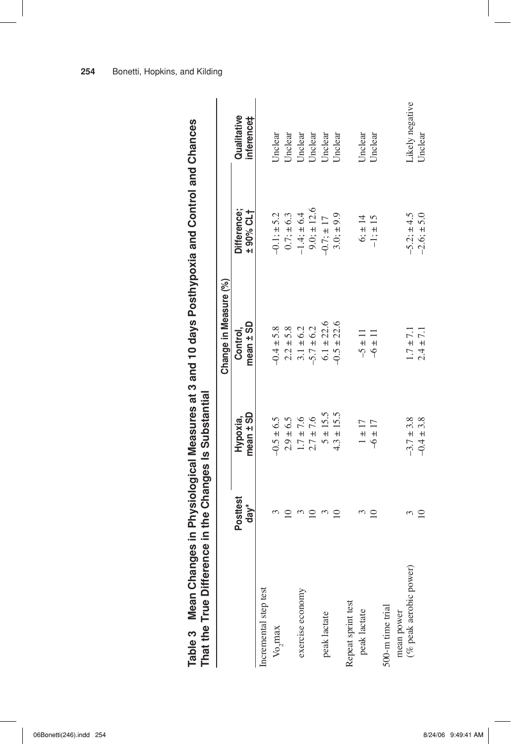**Table 3 Mean Changes in Physiological Measures at 3 and 10 days Posthypoxia and Control and Chances That the True Difference in the Changes Is Substantial**

| | Posttest day* | Change in Measure (%) | | | |
|---|---|---|---|---|---|
| | | Hypoxia, mean ± SD | Control, mean ± SD | Difference; ±90% CL† | Qualitative inference‡ |
| Incremental step test | | | | | |
| $\dot{V}O_2max$ | 3 | −0.5 ± 6.5 | −0.4 ± 5.8 | −0.1; ± 5.2 | Unclear |
| | 10 | 2.9 ± 6.5 | 2.2 ± 5.8 | 0.7; ± 6.3 | Unclear |
| exercise economy | 3 | 1.7 ± 7.6 | 3.1 ± 6.2 | −1.4; ± 6.4 | Unclear |
| | 10 | 2.7 ± 7.6 | −5.7 ± 6.2 | 9.0; ± 12.6 | Unclear |
| peak lactate | 3 | 5 ± 15.5 | 6.1 ± 22.6 | −0.7; ± 17 | Unclear |
| | 10 | 4.3 ± 15.5 | −0.5 ± 22.6 | 3.0; ± 9.9 | Unclear |
| Repeat sprint test | | | | | |
| peak lactate | 3 | 1 ± 17 | −5 ± 11 | 6; ± 14 | Unclear |
| | 10 | −6 ± 17 | −6 ± 11 | −1; ± 15 | Unclear |
| 500-m time trial | | | | | |
| mean power (% peak aerobic power) | 3 | −3.7 ± 3.8 | 1.7 ± 7.1 | −5.2; ± 4.5 | Likely negative |
| | 10 | −0.4 ± 3.8 | 2.4 ± 7.1 | −2.6; ± 5.0 | Unclear |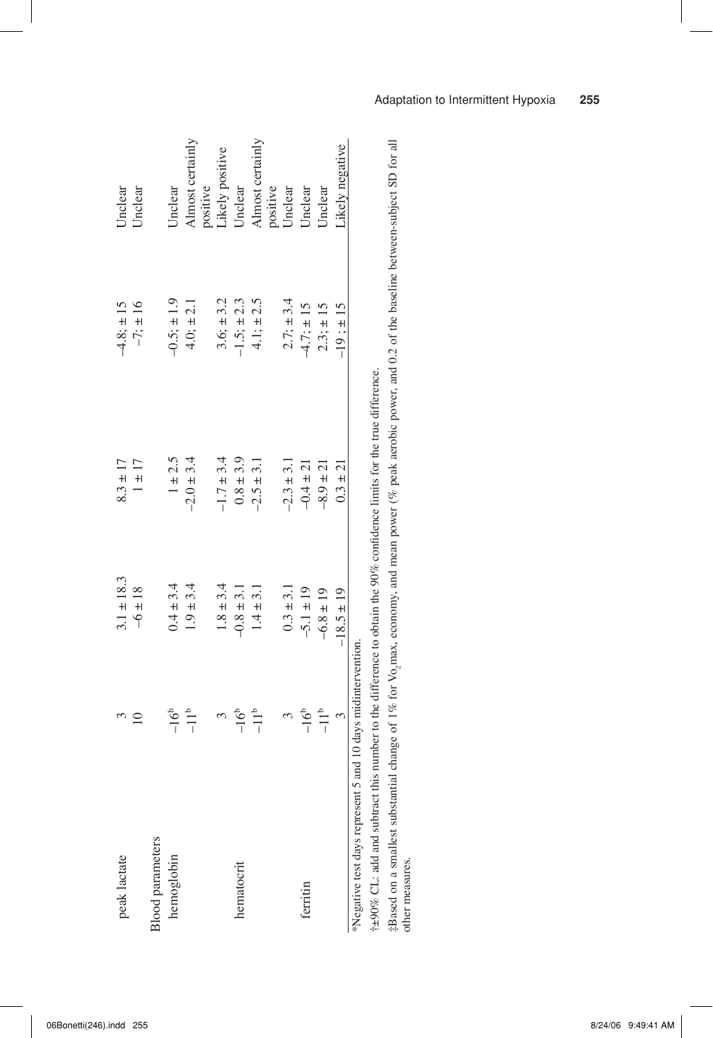| | | | | | |
|---|---|---|---|---|---|
| peak lactate | 3 | 3.1 ± 18.3 | 8.3 ± 17 | −4.8; ±15 | Unclear |
| | 10 | −6 ±18 | 1 ± 17 | −7; ±16 | Unclear |
| Blood parameters | | | | | |
| hemoglobin | −16[b] | 0.4 ± 3.4 | 1 ± 2.5 | −0.5; ±1.9 | Unclear |
| | −11[b] | 1.9 ± 3.4 | −2.0 ± 3.4 | 4.0; ±2.1 | Almost certainly positive |
| | 3 | 1.8 ± 3.4 | −1.7 ± 3.4 | 3.6; ±3.2 | Likely positive |
| hematocrit | −16[b] | −0.8 ± 3.1 | 0.8 ± 3.9 | −1.5; ±2.3 | Unclear |
| | −11[b] | 1.4 ± 3.1 | −2.5 ± 3.1 | 4.1; ±2.5 | Almost certainly positive |
| | 3 | 0.3 ± 3.1 | −2.3 ± 3.1 | 2.7; ±3.4 | Unclear |
| ferritin | −16[b] | −5.1 ± 19 | −0.4 ± 21 | −4.7; ±15 | Unclear |
| | −11[b] | −6.8 ± 19 | −8.9 ± 21 | 2.3; ±15 | Unclear |
| | 3 | −18.5 ± 19 | 0.3 ± 21 | −19 ; ±15 | Likely negative |

*Negative test days represent 5 and 10 days midintervention.

†±90% CL: add and subtract this number to the difference to obtain the 90% confidence limits for the true difference.

‡Based on a smallest substantial change of 1% for $\dot{V}O_2$max, economy, and mean power (% peak aerobic power, and 0.2 of the baseline between-subject SD for all other measures.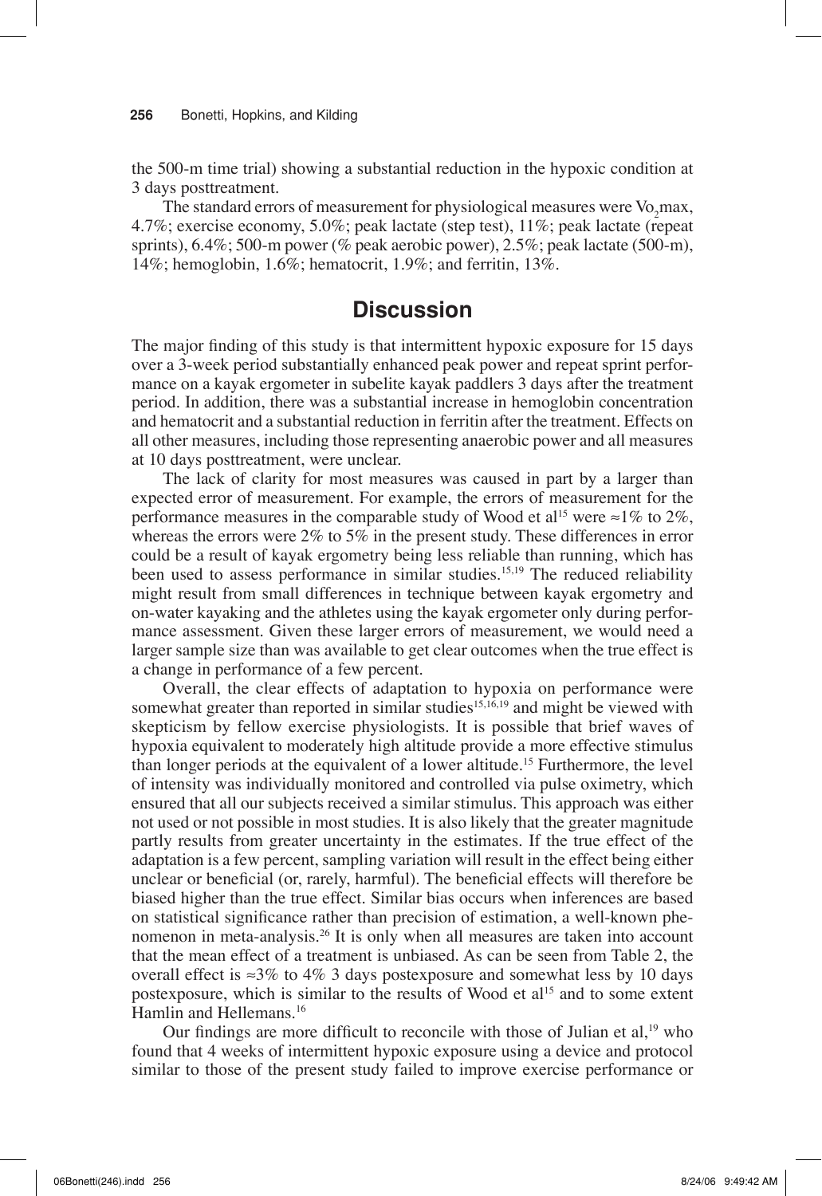the 500-m time trial) showing a substantial reduction in the hypoxic condition at 3 days posttreatment.

The standard errors of measurement for physiological measures were $\dot{V}O_2$max, 4.7%; exercise economy, 5.0%; peak lactate (step test), 11%; peak lactate (repeat sprints), 6.4%; 500-m power (% peak aerobic power), 2.5%; peak lactate (500-m), 14%; hemoglobin, 1.6%; hematocrit, 1.9%; and ferritin, 13%.

## Discussion

The major finding of this study is that intermittent hypoxic exposure for 15 days over a 3-week period substantially enhanced peak power and repeat sprint performance on a kayak ergometer in subelite kayak paddlers 3 days after the treatment period. In addition, there was a substantial increase in hemoglobin concentration and hematocrit and a substantial reduction in ferritin after the treatment. Effects on all other measures, including those representing anaerobic power and all measures at 10 days posttreatment, were unclear.

The lack of clarity for most measures was caused in part by a larger than expected error of measurement. For example, the errors of measurement for the performance measures in the comparable study of Wood et al[15] were ≈1% to 2%, whereas the errors were 2% to 5% in the present study. These differences in error could be a result of kayak ergometry being less reliable than running, which has been used to assess performance in similar studies.[15,19] The reduced reliability might result from small differences in technique between kayak ergometry and on-water kayaking and the athletes using the kayak ergometer only during performance assessment. Given these larger errors of measurement, we would need a larger sample size than was available to get clear outcomes when the true effect is a change in performance of a few percent.

Overall, the clear effects of adaptation to hypoxia on performance were somewhat greater than reported in similar studies[15,16,19] and might be viewed with skepticism by fellow exercise physiologists. It is possible that brief waves of hypoxia equivalent to moderately high altitude provide a more effective stimulus than longer periods at the equivalent of a lower altitude.[15] Furthermore, the level of intensity was individually monitored and controlled via pulse oximetry, which ensured that all our subjects received a similar stimulus. This approach was either not used or not possible in most studies. It is also likely that the greater magnitude partly results from greater uncertainty in the estimates. If the true effect of the adaptation is a few percent, sampling variation will result in the effect being either unclear or beneficial (or, rarely, harmful). The beneficial effects will therefore be biased higher than the true effect. Similar bias occurs when inferences are based on statistical significance rather than precision of estimation, a well-known phenomenon in meta-analysis.[26] It is only when all measures are taken into account that the mean effect of a treatment is unbiased. As can be seen from Table 2, the overall effect is ≈3% to 4% 3 days postexposure and somewhat less by 10 days postexposure, which is similar to the results of Wood et al[15] and to some extent Hamlin and Hellemans.[16]

Our findings are more difficult to reconcile with those of Julian et al,[19] who found that 4 weeks of intermittent hypoxic exposure using a device and protocol similar to those of the present study failed to improve exercise performance or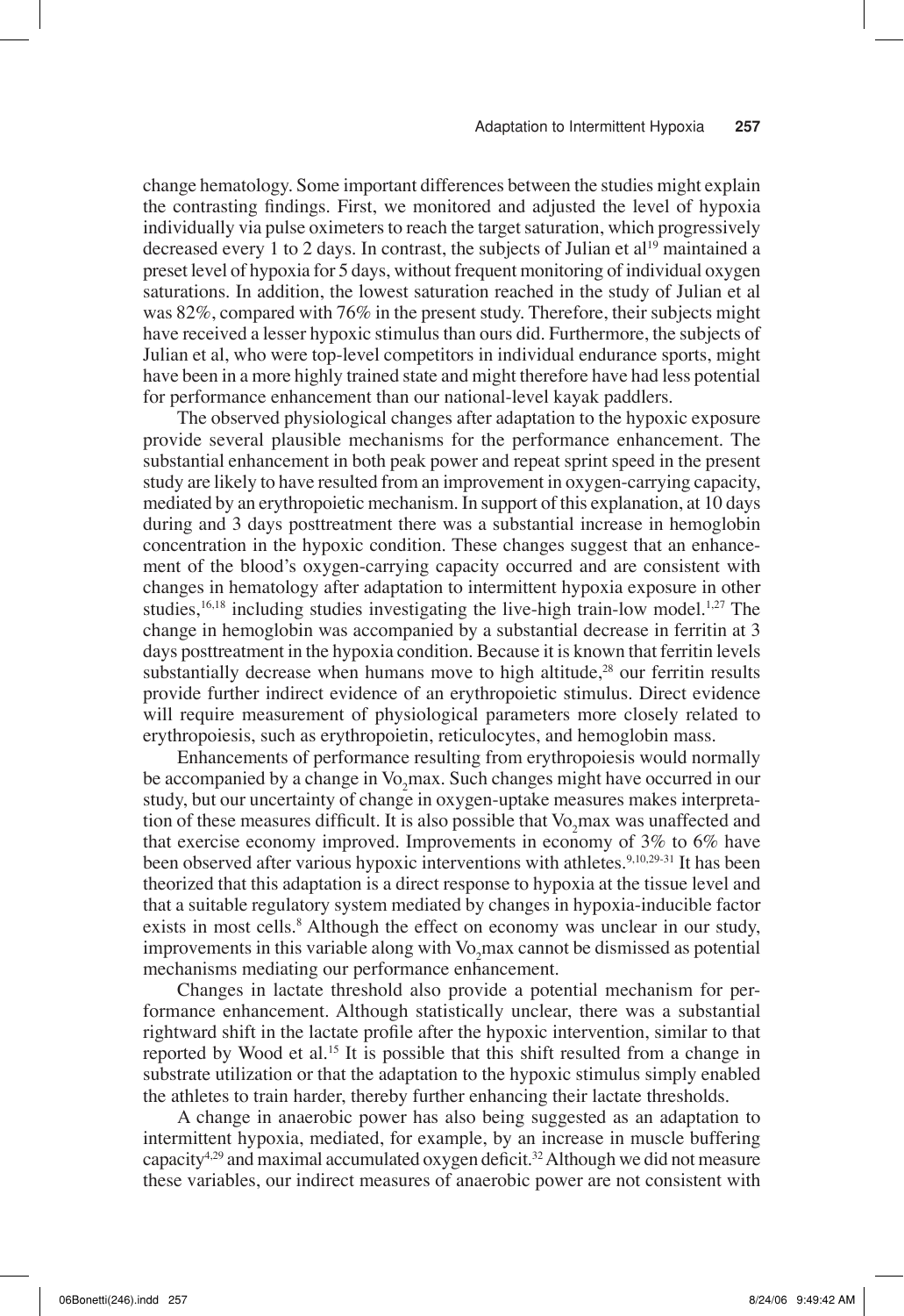change hematology. Some important differences between the studies might explain the contrasting findings. First, we monitored and adjusted the level of hypoxia individually via pulse oximeters to reach the target saturation, which progressively decreased every 1 to 2 days. In contrast, the subjects of Julian et al[19] maintained a preset level of hypoxia for 5 days, without frequent monitoring of individual oxygen saturations. In addition, the lowest saturation reached in the study of Julian et al was 82%, compared with 76% in the present study. Therefore, their subjects might have received a lesser hypoxic stimulus than ours did. Furthermore, the subjects of Julian et al, who were top-level competitors in individual endurance sports, might have been in a more highly trained state and might therefore have had less potential for performance enhancement than our national-level kayak paddlers.

The observed physiological changes after adaptation to the hypoxic exposure provide several plausible mechanisms for the performance enhancement. The substantial enhancement in both peak power and repeat sprint speed in the present study are likely to have resulted from an improvement in oxygen-carrying capacity, mediated by an erythropoietic mechanism. In support of this explanation, at 10 days during and 3 days posttreatment there was a substantial increase in hemoglobin concentration in the hypoxic condition. These changes suggest that an enhancement of the blood's oxygen-carrying capacity occurred and are consistent with changes in hematology after adaptation to intermittent hypoxia exposure in other studies,[16,18] including studies investigating the live-high train-low model.[1,27] The change in hemoglobin was accompanied by a substantial decrease in ferritin at 3 days posttreatment in the hypoxia condition. Because it is known that ferritin levels substantially decrease when humans move to high altitude,[28] our ferritin results provide further indirect evidence of an erythropoietic stimulus. Direct evidence will require measurement of physiological parameters more closely related to erythropoiesis, such as erythropoietin, reticulocytes, and hemoglobin mass.

Enhancements of performance resulting from erythropoiesis would normally be accompanied by a change in $Vo_2$max. Such changes might have occurred in our study, but our uncertainty of change in oxygen-uptake measures makes interpretation of these measures difficult. It is also possible that $Vo_2$max was unaffected and that exercise economy improved. Improvements in economy of 3% to 6% have been observed after various hypoxic interventions with athletes.[9,10,29-31] It has been theorized that this adaptation is a direct response to hypoxia at the tissue level and that a suitable regulatory system mediated by changes in hypoxia-inducible factor exists in most cells.[8] Although the effect on economy was unclear in our study, improvements in this variable along with $Vo_2$max cannot be dismissed as potential mechanisms mediating our performance enhancement.

Changes in lactate threshold also provide a potential mechanism for performance enhancement. Although statistically unclear, there was a substantial rightward shift in the lactate profile after the hypoxic intervention, similar to that reported by Wood et al.[15] It is possible that this shift resulted from a change in substrate utilization or that the adaptation to the hypoxic stimulus simply enabled the athletes to train harder, thereby further enhancing their lactate thresholds.

A change in anaerobic power has also being suggested as an adaptation to intermittent hypoxia, mediated, for example, by an increase in muscle buffering capacity[4,29] and maximal accumulated oxygen deficit.[32] Although we did not measure these variables, our indirect measures of anaerobic power are not consistent with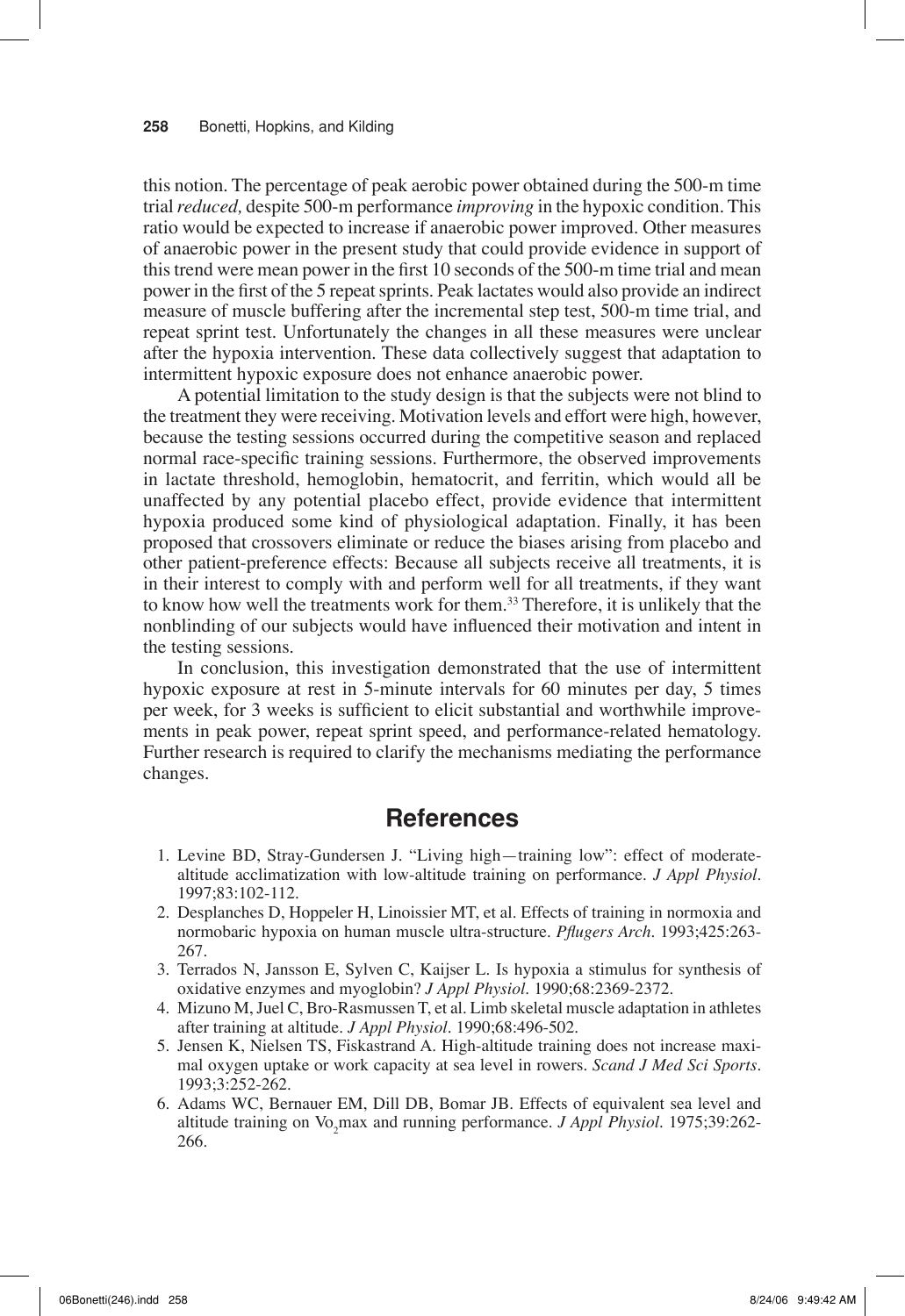this notion. The percentage of peak aerobic power obtained during the 500-m time trial *reduced,* despite 500-m performance *improving* in the hypoxic condition. This ratio would be expected to increase if anaerobic power improved. Other measures of anaerobic power in the present study that could provide evidence in support of this trend were mean power in the first 10 seconds of the 500-m time trial and mean power in the first of the 5 repeat sprints. Peak lactates would also provide an indirect measure of muscle buffering after the incremental step test, 500-m time trial, and repeat sprint test. Unfortunately the changes in all these measures were unclear after the hypoxia intervention. These data collectively suggest that adaptation to intermittent hypoxic exposure does not enhance anaerobic power.

A potential limitation to the study design is that the subjects were not blind to the treatment they were receiving. Motivation levels and effort were high, however, because the testing sessions occurred during the competitive season and replaced normal race-specific training sessions. Furthermore, the observed improvements in lactate threshold, hemoglobin, hematocrit, and ferritin, which would all be unaffected by any potential placebo effect, provide evidence that intermittent hypoxia produced some kind of physiological adaptation. Finally, it has been proposed that crossovers eliminate or reduce the biases arising from placebo and other patient-preference effects: Because all subjects receive all treatments, it is in their interest to comply with and perform well for all treatments, if they want to know how well the treatments work for them.[33] Therefore, it is unlikely that the nonblinding of our subjects would have influenced their motivation and intent in the testing sessions.

In conclusion, this investigation demonstrated that the use of intermittent hypoxic exposure at rest in 5-minute intervals for 60 minutes per day, 5 times per week, for 3 weeks is sufficient to elicit substantial and worthwhile improvements in peak power, repeat sprint speed, and performance-related hematology. Further research is required to clarify the mechanisms mediating the performance changes.

## References

1. Levine BD, Stray-Gundersen J. "Living high—training low": effect of moderate-altitude acclimatization with low-altitude training on performance. *J Appl Physiol*. 1997;83:102-112.
2. Desplanches D, Hoppeler H, Linoissier MT, et al. Effects of training in normoxia and normobaric hypoxia on human muscle ultra-structure. *Pflugers Arch*. 1993;425:263-267.
3. Terrados N, Jansson E, Sylven C, Kaijser L. Is hypoxia a stimulus for synthesis of oxidative enzymes and myoglobin? *J Appl Physiol*. 1990;68:2369-2372.
4. Mizuno M, Juel C, Bro-Rasmussen T, et al. Limb skeletal muscle adaptation in athletes after training at altitude. *J Appl Physiol*. 1990;68:496-502.
5. Jensen K, Nielsen TS, Fiskastrand A. High-altitude training does not increase maximal oxygen uptake or work capacity at sea level in rowers. *Scand J Med Sci Sports*. 1993;3:252-262.
6. Adams WC, Bernauer EM, Dill DB, Bomar JB. Effects of equivalent sea level and altitude training on $Vo_2$max and running performance. *J Appl Physiol*. 1975;39:262-266.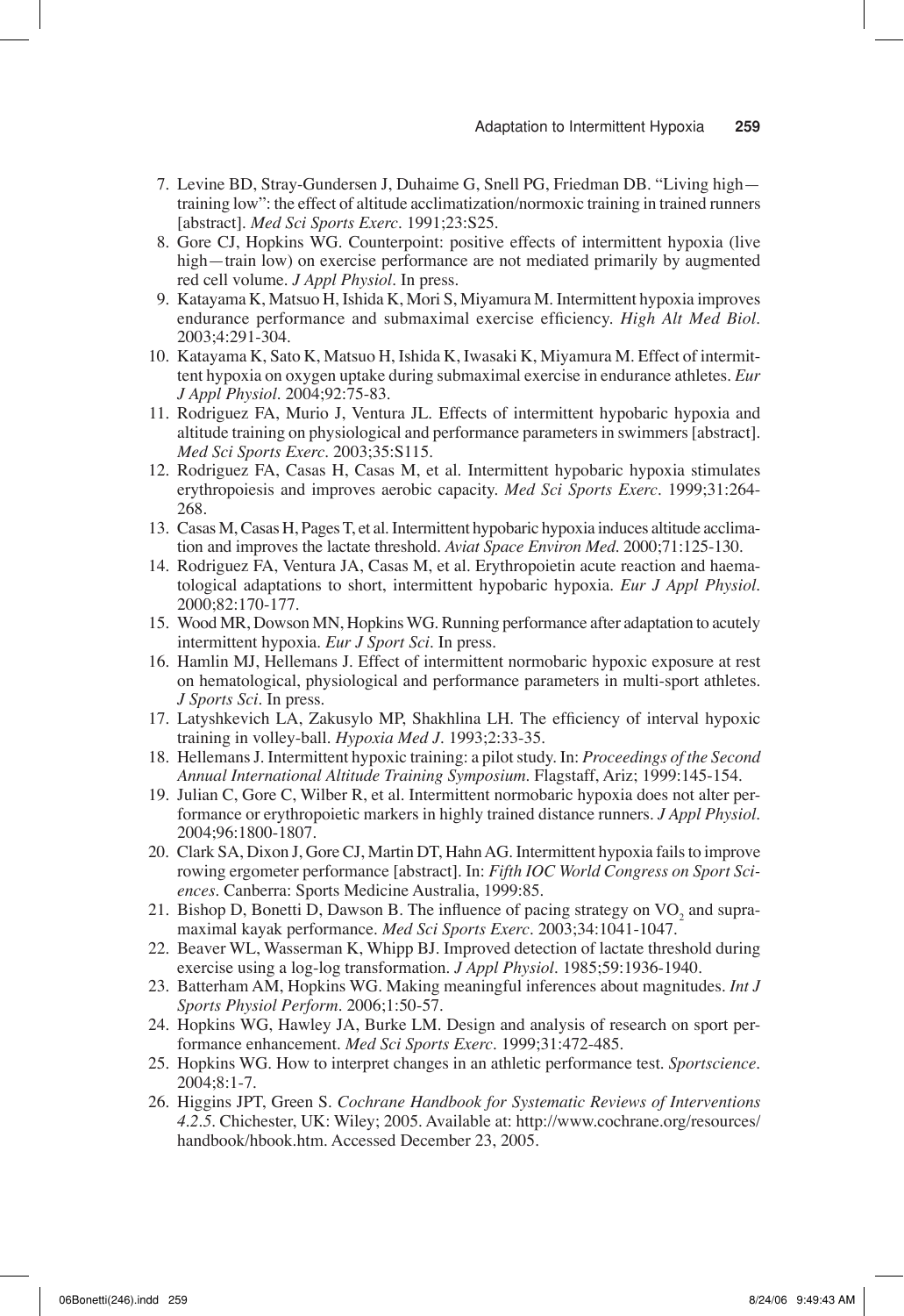7. Levine BD, Stray-Gundersen J, Duhaime G, Snell PG, Friedman DB. "Living high—training low": the effect of altitude acclimatization/normoxic training in trained runners [abstract]. *Med Sci Sports Exerc*. 1991;23:S25.
8. Gore CJ, Hopkins WG. Counterpoint: positive effects of intermittent hypoxia (live high—train low) on exercise performance are not mediated primarily by augmented red cell volume. *J Appl Physiol*. In press.
9. Katayama K, Matsuo H, Ishida K, Mori S, Miyamura M. Intermittent hypoxia improves endurance performance and submaximal exercise efficiency. *High Alt Med Biol*. 2003;4:291-304.
10. Katayama K, Sato K, Matsuo H, Ishida K, Iwasaki K, Miyamura M. Effect of intermittent hypoxia on oxygen uptake during submaximal exercise in endurance athletes. *Eur J Appl Physiol*. 2004;92:75-83.
11. Rodriguez FA, Murio J, Ventura JL. Effects of intermittent hypobaric hypoxia and altitude training on physiological and performance parameters in swimmers [abstract]. *Med Sci Sports Exerc*. 2003;35:S115.
12. Rodriguez FA, Casas H, Casas M, et al. Intermittent hypobaric hypoxia stimulates erythropoiesis and improves aerobic capacity. *Med Sci Sports Exerc*. 1999;31:264-268.
13. Casas M, Casas H, Pages T, et al. Intermittent hypobaric hypoxia induces altitude acclimation and improves the lactate threshold. *Aviat Space Environ Med*. 2000;71:125-130.
14. Rodriguez FA, Ventura JA, Casas M, et al. Erythropoietin acute reaction and haematological adaptations to short, intermittent hypobaric hypoxia. *Eur J Appl Physiol*. 2000;82:170-177.
15. Wood MR, Dowson MN, Hopkins WG. Running performance after adaptation to acutely intermittent hypoxia. *Eur J Sport Sci*. In press.
16. Hamlin MJ, Hellemans J. Effect of intermittent normobaric hypoxic exposure at rest on hematological, physiological and performance parameters in multi-sport athletes. *J Sports Sci*. In press.
17. Latyshkevich LA, Zakusylo MP, Shakhlina LH. The efficiency of interval hypoxic training in volley-ball. *Hypoxia Med J*. 1993;2:33-35.
18. Hellemans J. Intermittent hypoxic training: a pilot study. In: *Proceedings of the Second Annual International Altitude Training Symposium*. Flagstaff, Ariz; 1999:145-154.
19. Julian C, Gore C, Wilber R, et al. Intermittent normobaric hypoxia does not alter performance or erythropoietic markers in highly trained distance runners. *J Appl Physiol*. 2004;96:1800-1807.
20. Clark SA, Dixon J, Gore CJ, Martin DT, Hahn AG. Intermittent hypoxia fails to improve rowing ergometer performance [abstract]. In: *Fifth IOC World Congress on Sport Sciences*. Canberra: Sports Medicine Australia, 1999:85.
21. Bishop D, Bonetti D, Dawson B. The influence of pacing strategy on $VO_2$ and supramaximal kayak performance. *Med Sci Sports Exerc*. 2003;34:1041-1047.
22. Beaver WL, Wasserman K, Whipp BJ. Improved detection of lactate threshold during exercise using a log-log transformation. *J Appl Physiol*. 1985;59:1936-1940.
23. Batterham AM, Hopkins WG. Making meaningful inferences about magnitudes. *Int J Sports Physiol Perform*. 2006;1:50-57.
24. Hopkins WG, Hawley JA, Burke LM. Design and analysis of research on sport performance enhancement. *Med Sci Sports Exerc*. 1999;31:472-485.
25. Hopkins WG. How to interpret changes in an athletic performance test. *Sportscience*. 2004;8:1-7.
26. Higgins JPT, Green S. *Cochrane Handbook for Systematic Reviews of Interventions 4.2.5*. Chichester, UK: Wiley; 2005. Available at: http://www.cochrane.org/resources/handbook/hbook.htm. Accessed December 23, 2005.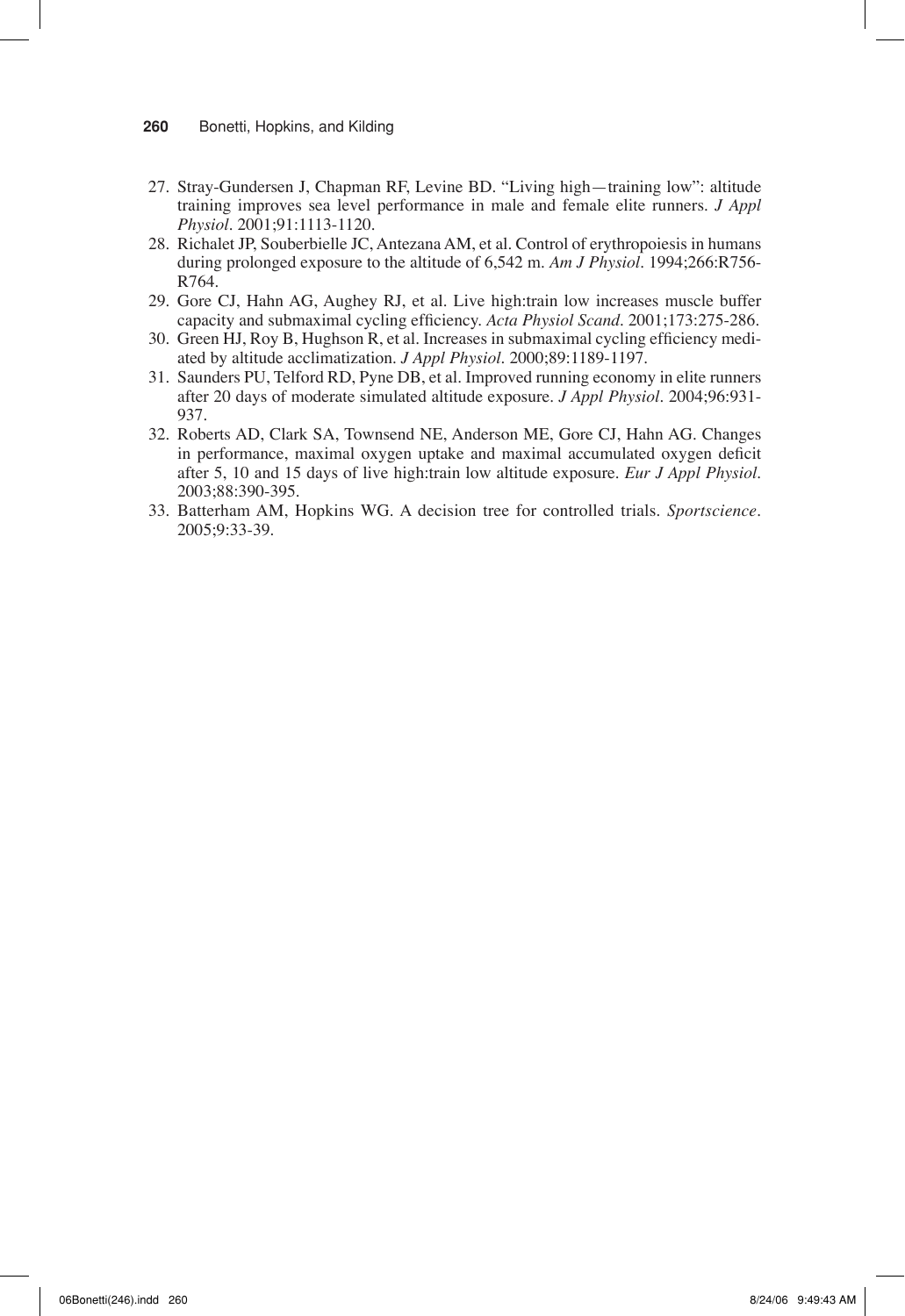27. Stray-Gundersen J, Chapman RF, Levine BD. "Living high—training low": altitude training improves sea level performance in male and female elite runners. *J Appl Physiol*. 2001;91:1113-1120.
28. Richalet JP, Souberbielle JC, Antezana AM, et al. Control of erythropoiesis in humans during prolonged exposure to the altitude of 6,542 m. *Am J Physiol*. 1994;266:R756-R764.
29. Gore CJ, Hahn AG, Aughey RJ, et al. Live high:train low increases muscle buffer capacity and submaximal cycling efficiency. *Acta Physiol Scand*. 2001;173:275-286.
30. Green HJ, Roy B, Hughson R, et al. Increases in submaximal cycling efficiency mediated by altitude acclimatization. *J Appl Physiol*. 2000;89:1189-1197.
31. Saunders PU, Telford RD, Pyne DB, et al. Improved running economy in elite runners after 20 days of moderate simulated altitude exposure. *J Appl Physiol*. 2004;96:931-937.
32. Roberts AD, Clark SA, Townsend NE, Anderson ME, Gore CJ, Hahn AG. Changes in performance, maximal oxygen uptake and maximal accumulated oxygen deficit after 5, 10 and 15 days of live high:train low altitude exposure. *Eur J Appl Physiol*. 2003;88:390-395.
33. Batterham AM, Hopkins WG. A decision tree for controlled trials. *Sportscience*. 2005;9:33-39.